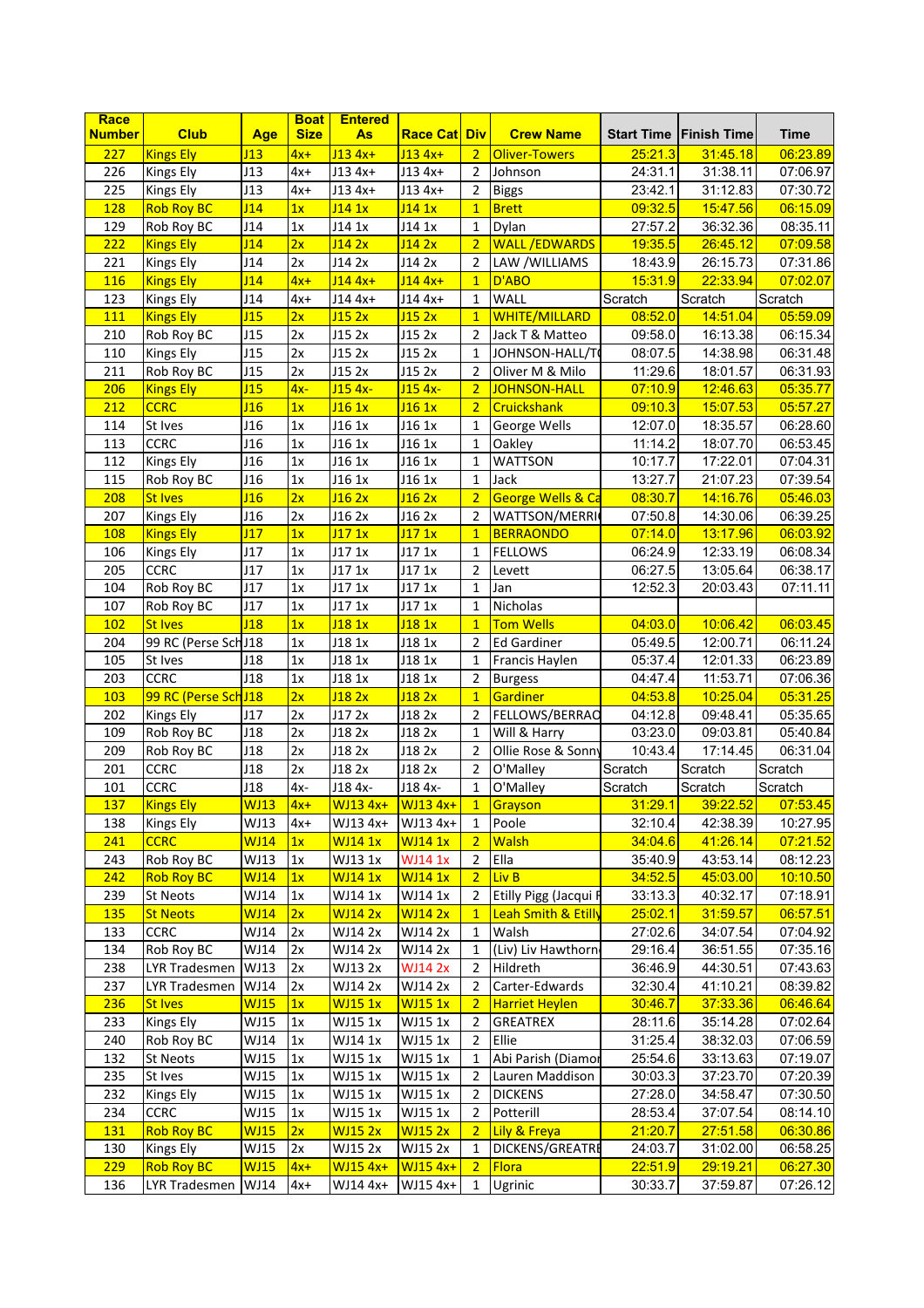| Race Number | Club | Age | Boat Size | Entered As | Race Cat | Div | Crew Name | Start Time | Finish Time | Time |
|---|---|---|---|---|---|---|---|---|---|---|
| 227 | Kings Ely | J13 | 4x+ | J13 4x+ | J13 4x+ | 2 | Oliver-Towers | 25:21.3 | 31:45.18 | 06:23.89 |
| 226 | Kings Ely | J13 | 4x+ | J13 4x+ | J13 4x+ | 2 | Johnson | 24:31.1 | 31:38.11 | 07:06.97 |
| 225 | Kings Ely | J13 | 4x+ | J13 4x+ | J13 4x+ | 2 | Biggs | 23:42.1 | 31:12.83 | 07:30.72 |
| 128 | Rob Roy BC | J14 | 1x | J14 1x | J14 1x | 1 | Brett | 09:32.5 | 15:47.56 | 06:15.09 |
| 129 | Rob Roy BC | J14 | 1x | J14 1x | J14 1x | 1 | Dylan | 27:57.2 | 36:32.36 | 08:35.11 |
| 222 | Kings Ely | J14 | 2x | J14 2x | J14 2x | 2 | WALL /EDWARDS | 19:35.5 | 26:45.12 | 07:09.58 |
| 221 | Kings Ely | J14 | 2x | J14 2x | J14 2x | 2 | LAW /WILLIAMS | 18:43.9 | 26:15.73 | 07:31.86 |
| 116 | Kings Ely | J14 | 4x+ | J14 4x+ | J14 4x+ | 1 | D'ABO | 15:31.9 | 22:33.94 | 07:02.07 |
| 123 | Kings Ely | J14 | 4x+ | J14 4x+ | J14 4x+ | 1 | WALL | Scratch | Scratch | Scratch |
| 111 | Kings Ely | J15 | 2x | J15 2x | J15 2x | 1 | WHITE/MILLARD | 08:52.0 | 14:51.04 | 05:59.09 |
| 210 | Rob Roy BC | J15 | 2x | J15 2x | J15 2x | 2 | Jack T & Matteo | 09:58.0 | 16:13.38 | 06:15.34 |
| 110 | Kings Ely | J15 | 2x | J15 2x | J15 2x | 1 | JOHNSON-HALL/T | 08:07.5 | 14:38.98 | 06:31.48 |
| 211 | Rob Roy BC | J15 | 2x | J15 2x | J15 2x | 2 | Oliver M & Milo | 11:29.6 | 18:01.57 | 06:31.93 |
| 206 | Kings Ely | J15 | 4x- | J15 4x- | J15 4x- | 2 | JOHNSON-HALL | 07:10.9 | 12:46.63 | 05:35.77 |
| 212 | CCRC | J16 | 1x | J16 1x | J16 1x | 2 | Cruickshank | 09:10.3 | 15:07.53 | 05:57.27 |
| 114 | St Ives | J16 | 1x | J16 1x | J16 1x | 1 | George Wells | 12:07.0 | 18:35.57 | 06:28.60 |
| 113 | CCRC | J16 | 1x | J16 1x | J16 1x | 1 | Oakley | 11:14.2 | 18:07.70 | 06:53.45 |
| 112 | Kings Ely | J16 | 1x | J16 1x | J16 1x | 1 | WATTSON | 10:17.7 | 17:22.01 | 07:04.31 |
| 115 | Rob Roy BC | J16 | 1x | J16 1x | J16 1x | 1 | Jack | 13:27.7 | 21:07.23 | 07:39.54 |
| 208 | St Ives | J16 | 2x | J16 2x | J16 2x | 2 | George Wells & Ca | 08:30.7 | 14:16.76 | 05:46.03 |
| 207 | Kings Ely | J16 | 2x | J16 2x | J16 2x | 2 | WATTSON/MERRI | 07:50.8 | 14:30.06 | 06:39.25 |
| 108 | Kings Ely | J17 | 1x | J17 1x | J17 1x | 1 | BERRAONDO | 07:14.0 | 13:17.96 | 06:03.92 |
| 106 | Kings Ely | J17 | 1x | J17 1x | J17 1x | 1 | FELLOWS | 06:24.9 | 12:33.19 | 06:08.34 |
| 205 | CCRC | J17 | 1x | J17 1x | J17 1x | 2 | Levett | 06:27.5 | 13:05.64 | 06:38.17 |
| 104 | Rob Roy BC | J17 | 1x | J17 1x | J17 1x | 1 | Jan | 12:52.3 | 20:03.43 | 07:11.11 |
| 107 | Rob Roy BC | J17 | 1x | J17 1x | J17 1x | 1 | Nicholas | | | |
| 102 | St Ives | J18 | 1x | J18 1x | J18 1x | 1 | Tom Wells | 04:03.0 | 10:06.42 | 06:03.45 |
| 204 | 99 RC (Perse Sch | J18 | 1x | J18 1x | J18 1x | 2 | Ed Gardiner | 05:49.5 | 12:00.71 | 06:11.24 |
| 105 | St Ives | J18 | 1x | J18 1x | J18 1x | 1 | Francis Haylen | 05:37.4 | 12:01.33 | 06:23.89 |
| 203 | CCRC | J18 | 1x | J18 1x | J18 1x | 2 | Burgess | 04:47.4 | 11:53.71 | 07:06.36 |
| 103 | 99 RC (Perse Sch | J18 | 2x | J18 2x | J18 2x | 1 | Gardiner | 04:53.8 | 10:25.04 | 05:31.25 |
| 202 | Kings Ely | J17 | 2x | J17 2x | J18 2x | 2 | FELLOWS/BERRAO | 04:12.8 | 09:48.41 | 05:35.65 |
| 109 | Rob Roy BC | J18 | 2x | J18 2x | J18 2x | 1 | Will & Harry | 03:23.0 | 09:03.81 | 05:40.84 |
| 209 | Rob Roy BC | J18 | 2x | J18 2x | J18 2x | 2 | Ollie Rose & Sonny | 10:43.4 | 17:14.45 | 06:31.04 |
| 201 | CCRC | J18 | 2x | J18 2x | J18 2x | 2 | O'Malley | Scratch | Scratch | Scratch |
| 101 | CCRC | J18 | 4x- | J18 4x- | J18 4x- | 1 | O'Malley | Scratch | Scratch | Scratch |
| 137 | Kings Ely | WJ13 | 4x+ | WJ13 4x+ | WJ13 4x+ | 1 | Grayson | 31:29.1 | 39:22.52 | 07:53.45 |
| 138 | Kings Ely | WJ13 | 4x+ | WJ13 4x+ | WJ13 4x+ | 1 | Poole | 32:10.4 | 42:38.39 | 10:27.95 |
| 241 | CCRC | WJ14 | 1x | WJ14 1x | WJ14 1x | 2 | Walsh | 34:04.6 | 41:26.14 | 07:21.52 |
| 243 | Rob Roy BC | WJ13 | 1x | WJ13 1x | WJ14 1x | 2 | Ella | 35:40.9 | 43:53.14 | 08:12.23 |
| 242 | Rob Roy BC | WJ14 | 1x | WJ14 1x | WJ14 1x | 2 | Liv B | 34:52.5 | 45:03.00 | 10:10.50 |
| 239 | St Neots | WJ14 | 1x | WJ14 1x | WJ14 1x | 2 | Etilly Pigg (Jacqui F | 33:13.3 | 40:32.17 | 07:18.91 |
| 135 | St Neots | WJ14 | 2x | WJ14 2x | WJ14 2x | 1 | Leah Smith & Etilly | 25:02.1 | 31:59.57 | 06:57.51 |
| 133 | CCRC | WJ14 | 2x | WJ14 2x | WJ14 2x | 1 | Walsh | 27:02.6 | 34:07.54 | 07:04.92 |
| 134 | Rob Roy BC | WJ14 | 2x | WJ14 2x | WJ14 2x | 1 | (Liv) Liv Hawthorn | 29:16.4 | 36:51.55 | 07:35.16 |
| 238 | LYR Tradesmen | WJ13 | 2x | WJ13 2x | WJ14 2x | 2 | Hildreth | 36:46.9 | 44:30.51 | 07:43.63 |
| 237 | LYR Tradesmen | WJ14 | 2x | WJ14 2x | WJ14 2x | 2 | Carter-Edwards | 32:30.4 | 41:10.21 | 08:39.82 |
| 236 | St Ives | WJ15 | 1x | WJ15 1x | WJ15 1x | 2 | Harriet Heylen | 30:46.7 | 37:33.36 | 06:46.64 |
| 233 | Kings Ely | WJ15 | 1x | WJ15 1x | WJ15 1x | 2 | GREATREX | 28:11.6 | 35:14.28 | 07:02.64 |
| 240 | Rob Roy BC | WJ14 | 1x | WJ14 1x | WJ15 1x | 2 | Ellie | 31:25.4 | 38:32.03 | 07:06.59 |
| 132 | St Neots | WJ15 | 1x | WJ15 1x | WJ15 1x | 1 | Abi Parish (Diamo | 25:54.6 | 33:13.63 | 07:19.07 |
| 235 | St Ives | WJ15 | 1x | WJ15 1x | WJ15 1x | 2 | Lauren Maddison | 30:03.3 | 37:23.70 | 07:20.39 |
| 232 | Kings Ely | WJ15 | 1x | WJ15 1x | WJ15 1x | 2 | DICKENS | 27:28.0 | 34:58.47 | 07:30.50 |
| 234 | CCRC | WJ15 | 1x | WJ15 1x | WJ15 1x | 2 | Potterill | 28:53.4 | 37:07.54 | 08:14.10 |
| 131 | Rob Roy BC | WJ15 | 2x | WJ15 2x | WJ15 2x | 2 | Lily & Freya | 21:20.7 | 27:51.58 | 06:30.86 |
| 130 | Kings Ely | WJ15 | 2x | WJ15 2x | WJ15 2x | 1 | DICKENS/GREATRE | 24:03.7 | 31:02.00 | 06:58.25 |
| 229 | Rob Roy BC | WJ15 | 4x+ | WJ15 4x+ | WJ15 4x+ | 2 | Flora | 22:51.9 | 29:19.21 | 06:27.30 |
| 136 | LYR Tradesmen | WJ14 | 4x+ | WJ14 4x+ | WJ15 4x+ | 1 | Ugrinic | 30:33.7 | 37:59.87 | 07:26.12 |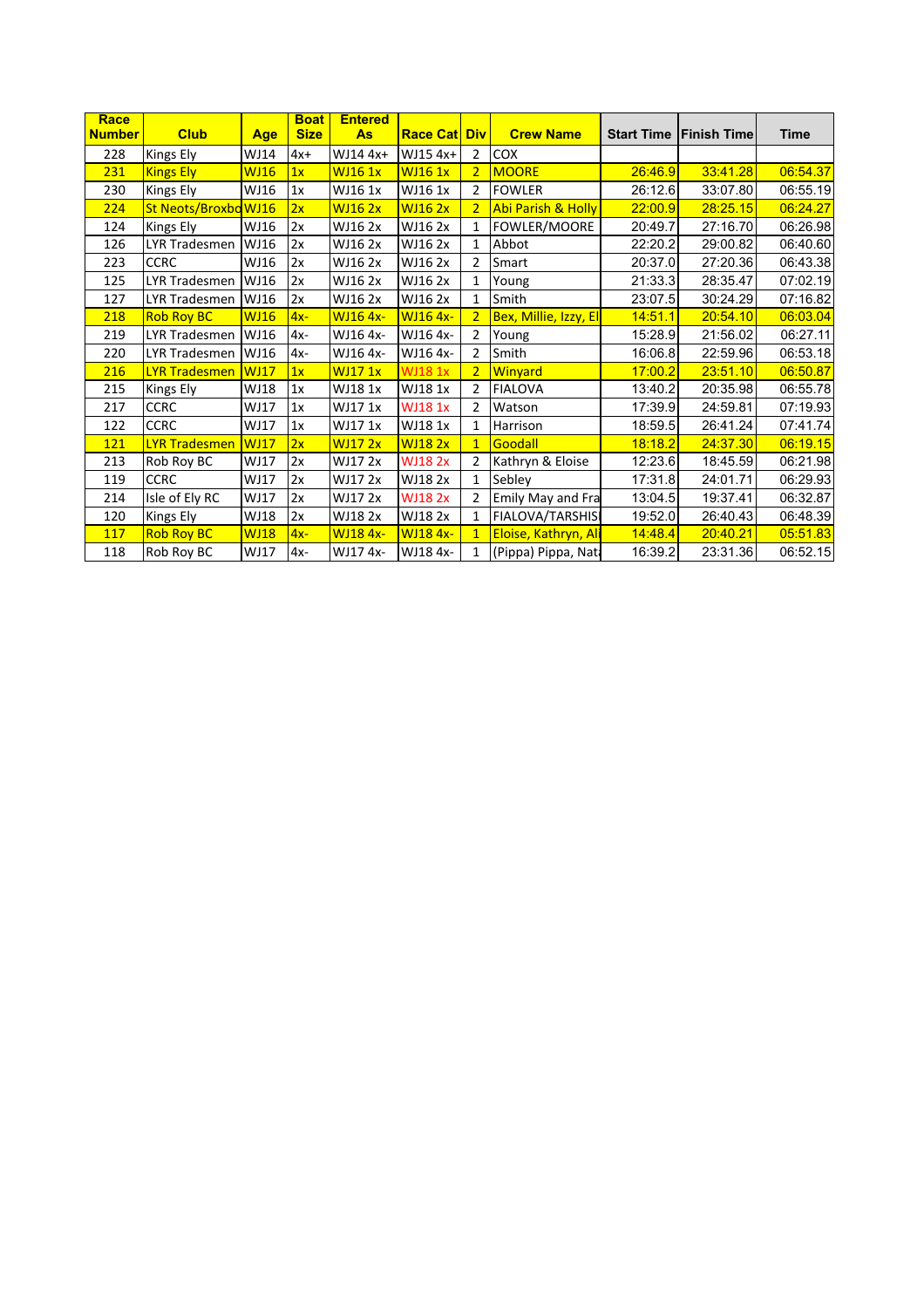| Race Number | Club | Age | Boat Size | Entered As | Race Cat | Div | Crew Name | Start Time | Finish Time | Time |
|---|---|---|---|---|---|---|---|---|---|---|
| 228 | Kings Ely | WJ14 | 4x+ | WJ14 4x+ | WJ15 4x+ | 2 | COX | | | |
| 231 | Kings Ely | WJ16 | 1x | WJ16 1x | WJ16 1x | 2 | MOORE | 26:46.9 | 33:41.28 | 06:54.37 |
| 230 | Kings Ely | WJ16 | 1x | WJ16 1x | WJ16 1x | 2 | FOWLER | 26:12.6 | 33:07.80 | 06:55.19 |
| 224 | St Neots/Broxbo | WJ16 | 2x | WJ16 2x | WJ16 2x | 2 | Abi Parish & Holly | 22:00.9 | 28:25.15 | 06:24.27 |
| 124 | Kings Ely | WJ16 | 2x | WJ16 2x | WJ16 2x | 1 | FOWLER/MOORE | 20:49.7 | 27:16.70 | 06:26.98 |
| 126 | LYR Tradesmen | WJ16 | 2x | WJ16 2x | WJ16 2x | 1 | Abbot | 22:20.2 | 29:00.82 | 06:40.60 |
| 223 | CCRC | WJ16 | 2x | WJ16 2x | WJ16 2x | 2 | Smart | 20:37.0 | 27:20.36 | 06:43.38 |
| 125 | LYR Tradesmen | WJ16 | 2x | WJ16 2x | WJ16 2x | 1 | Young | 21:33.3 | 28:35.47 | 07:02.19 |
| 127 | LYR Tradesmen | WJ16 | 2x | WJ16 2x | WJ16 2x | 1 | Smith | 23:07.5 | 30:24.29 | 07:16.82 |
| 218 | Rob Roy BC | WJ16 | 4x- | WJ16 4x- | WJ16 4x- | 2 | Bex, Millie, Izzy, El | 14:51.1 | 20:54.10 | 06:03.04 |
| 219 | LYR Tradesmen | WJ16 | 4x- | WJ16 4x- | WJ16 4x- | 2 | Young | 15:28.9 | 21:56.02 | 06:27.11 |
| 220 | LYR Tradesmen | WJ16 | 4x- | WJ16 4x- | WJ16 4x- | 2 | Smith | 16:06.8 | 22:59.96 | 06:53.18 |
| 216 | LYR Tradesmen | WJ17 | 1x | WJ17 1x | WJ18 1x | 2 | Winyard | 17:00.2 | 23:51.10 | 06:50.87 |
| 215 | Kings Ely | WJ18 | 1x | WJ18 1x | WJ18 1x | 2 | FIALOVA | 13:40.2 | 20:35.98 | 06:55.78 |
| 217 | CCRC | WJ17 | 1x | WJ17 1x | WJ18 1x | 2 | Watson | 17:39.9 | 24:59.81 | 07:19.93 |
| 122 | CCRC | WJ17 | 1x | WJ17 1x | WJ18 1x | 1 | Harrison | 18:59.5 | 26:41.24 | 07:41.74 |
| 121 | LYR Tradesmen | WJ17 | 2x | WJ17 2x | WJ18 2x | 1 | Goodall | 18:18.2 | 24:37.30 | 06:19.15 |
| 213 | Rob Roy BC | WJ17 | 2x | WJ17 2x | WJ18 2x | 2 | Kathryn & Eloise | 12:23.6 | 18:45.59 | 06:21.98 |
| 119 | CCRC | WJ17 | 2x | WJ17 2x | WJ18 2x | 1 | Sebley | 17:31.8 | 24:01.71 | 06:29.93 |
| 214 | Isle of Ely RC | WJ17 | 2x | WJ17 2x | WJ18 2x | 2 | Emily May and Fra | 13:04.5 | 19:37.41 | 06:32.87 |
| 120 | Kings Ely | WJ18 | 2x | WJ18 2x | WJ18 2x | 1 | FIALOVA/TARSHIS | 19:52.0 | 26:40.43 | 06:48.39 |
| 117 | Rob Roy BC | WJ18 | 4x- | WJ18 4x- | WJ18 4x- | 1 | Eloise, Kathryn, Ali | 14:48.4 | 20:40.21 | 05:51.83 |
| 118 | Rob Roy BC | WJ17 | 4x- | WJ17 4x- | WJ18 4x- | 1 | (Pippa) Pippa, Nat | 16:39.2 | 23:31.36 | 06:52.15 |